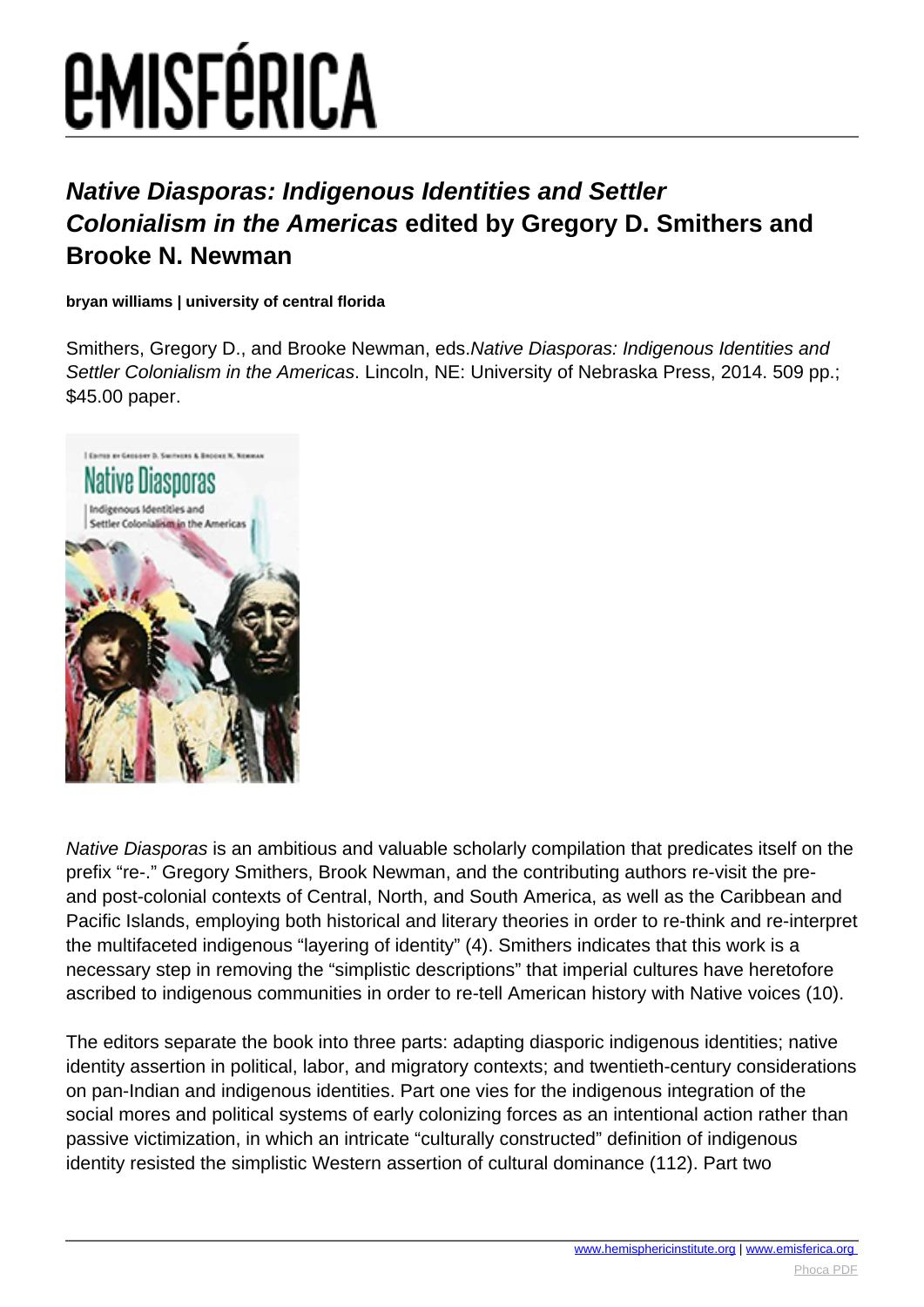# Native Diasporas: Indigenous Identities and Settler Colonialism in the Americas edited by Gregory D. Smithers and Brooke N. Newman

**bryan williams | university of central florida**

Smithers, Gregory D., and Brooke Newman, eds.*Native Diasporas: Indigenous Identities and Settler Colonialism in the Americas*. Lincoln, NE: University of Nebraska Press, 2014. 509 pp.; $45.00 paper.

*Native Diasporas* is an ambitious and valuable scholarly compilation that predicates itself on the prefix "re-." Gregory Smithers, Brook Newman, and the contributing authors re-visit the pre- and post-colonial contexts of Central, North, and South America, as well as the Caribbean and Pacific Islands, employing both historical and literary theories in order to re-think and re-interpret the multifaceted indigenous "layering of identity" (4). Smithers indicates that this work is a necessary step in removing the "simplistic descriptions" that imperial cultures have heretofore ascribed to indigenous communities in order to re-tell American history with Native voices (10).

The editors separate the book into three parts: adapting diasporic indigenous identities; native identity assertion in political, labor, and migratory contexts; and twentieth-century considerations on pan-Indian and indigenous identities. Part one vies for the indigenous integration of the social mores and political systems of early colonizing forces as an intentional action rather than passive victimization, in which an intricate "culturally constructed" definition of indigenous identity resisted the simplistic Western assertion of cultural dominance (112). Part two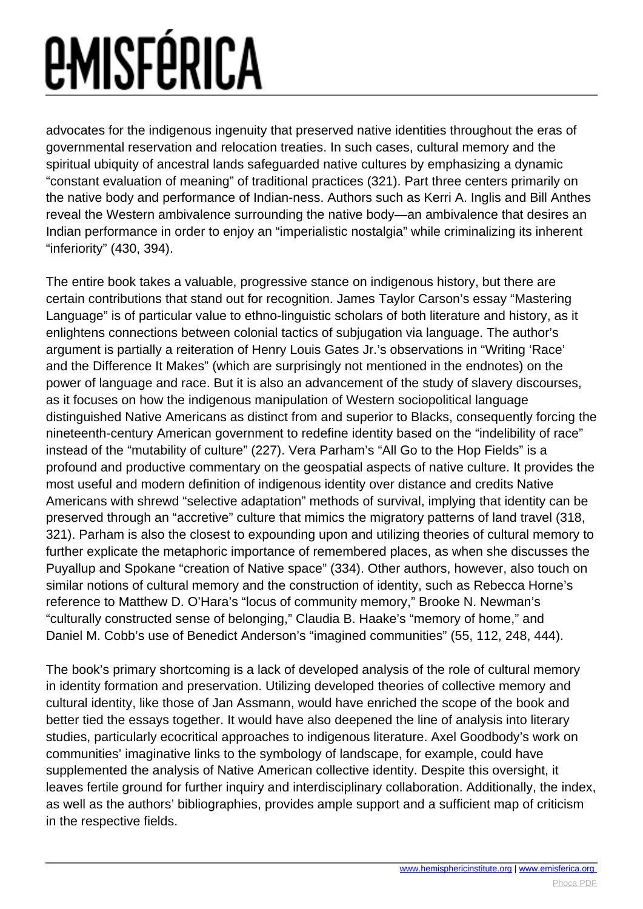advocates for the indigenous ingenuity that preserved native identities throughout the eras of governmental reservation and relocation treaties. In such cases, cultural memory and the spiritual ubiquity of ancestral lands safeguarded native cultures by emphasizing a dynamic "constant evaluation of meaning" of traditional practices (321). Part three centers primarily on the native body and performance of Indian-ness. Authors such as Kerri A. Inglis and Bill Anthes reveal the Western ambivalence surrounding the native body—an ambivalence that desires an Indian performance in order to enjoy an "imperialistic nostalgia" while criminalizing its inherent "inferiority" (430, 394).

The entire book takes a valuable, progressive stance on indigenous history, but there are certain contributions that stand out for recognition. James Taylor Carson's essay "Mastering Language" is of particular value to ethno-linguistic scholars of both literature and history, as it enlightens connections between colonial tactics of subjugation via language. The author's argument is partially a reiteration of Henry Louis Gates Jr.'s observations in "Writing 'Race' and the Difference It Makes" (which are surprisingly not mentioned in the endnotes) on the power of language and race. But it is also an advancement of the study of slavery discourses, as it focuses on how the indigenous manipulation of Western sociopolitical language distinguished Native Americans as distinct from and superior to Blacks, consequently forcing the nineteenth-century American government to redefine identity based on the "indelibility of race" instead of the "mutability of culture" (227). Vera Parham's "All Go to the Hop Fields" is a profound and productive commentary on the geospatial aspects of native culture. It provides the most useful and modern definition of indigenous identity over distance and credits Native Americans with shrewd "selective adaptation" methods of survival, implying that identity can be preserved through an "accretive" culture that mimics the migratory patterns of land travel (318, 321). Parham is also the closest to expounding upon and utilizing theories of cultural memory to further explicate the metaphoric importance of remembered places, as when she discusses the Puyallup and Spokane "creation of Native space" (334). Other authors, however, also touch on similar notions of cultural memory and the construction of identity, such as Rebecca Horne's reference to Matthew D. O'Hara's "locus of community memory," Brooke N. Newman's "culturally constructed sense of belonging," Claudia B. Haake's "memory of home," and Daniel M. Cobb's use of Benedict Anderson's "imagined communities" (55, 112, 248, 444).

The book's primary shortcoming is a lack of developed analysis of the role of cultural memory in identity formation and preservation. Utilizing developed theories of collective memory and cultural identity, like those of Jan Assmann, would have enriched the scope of the book and better tied the essays together. It would have also deepened the line of analysis into literary studies, particularly ecocritical approaches to indigenous literature. Axel Goodbody's work on communities' imaginative links to the symbology of landscape, for example, could have supplemented the analysis of Native American collective identity. Despite this oversight, it leaves fertile ground for further inquiry and interdisciplinary collaboration. Additionally, the index, as well as the authors' bibliographies, provides ample support and a sufficient map of criticism in the respective fields.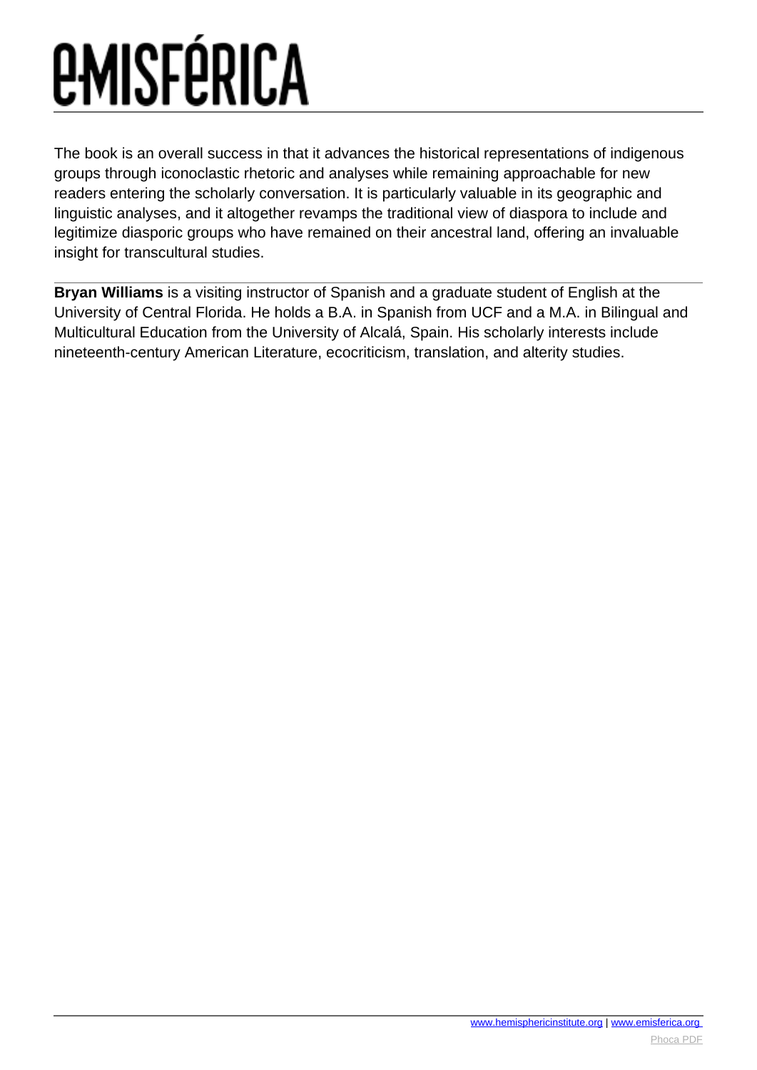The book is an overall success in that it advances the historical representations of indigenous groups through iconoclastic rhetoric and analyses while remaining approachable for new readers entering the scholarly conversation. It is particularly valuable in its geographic and linguistic analyses, and it altogether revamps the traditional view of diaspora to include and legitimize diasporic groups who have remained on their ancestral land, offering an invaluable insight for transcultural studies.

---

**Bryan Williams** is a visiting instructor of Spanish and a graduate student of English at the University of Central Florida. He holds a B.A. in Spanish from UCF and a M.A. in Bilingual and Multicultural Education from the University of Alcalá, Spain. His scholarly interests include nineteenth-century American Literature, ecocriticism, translation, and alterity studies.